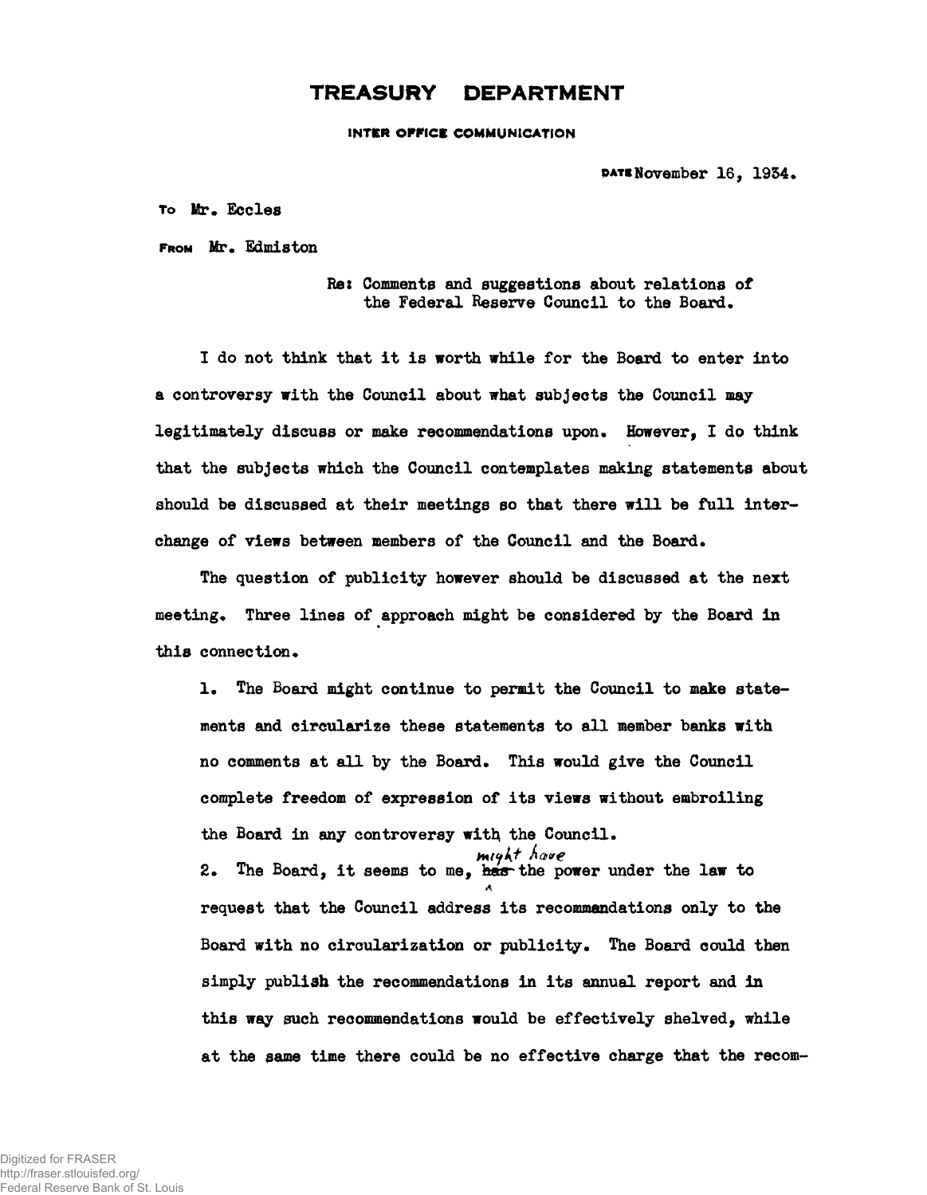# TREASURY DEPARTMENT

INTER OFFICE COMMUNICATION

DATE November 16, 1934.

To Mr. Eccles

From Mr. Edmiston

Re: Comments and suggestions about relations of the Federal Reserve Council to the Board.

I do not think that it is worth while for the Board to enter into a controversy with the Council about what subjects the Council may legitimately discuss or make recommendations upon. However, I do think that the subjects which the Council contemplates making statements about should be discussed at their meetings so that there will be full interchange of views between members of the Council and the Board.

The question of publicity however should be discussed at the next meeting. Three lines of approach might be considered by the Board in this connection.

1. The Board might continue to permit the Council to make statements and circularize these statements to all member banks with no comments at all by the Board. This would give the Council complete freedom of expression of its views without embroiling the Board in any controversy with the Council.
2. The Board, it seems to me, ~~has~~ *might have* the power under the law to request that the Council address its recommendations only to the Board with no circularization or publicity. The Board could then simply publish the recommendations in its annual report and in this way such recommendations would be effectively shelved, while at the same time there could be no effective charge that the recom-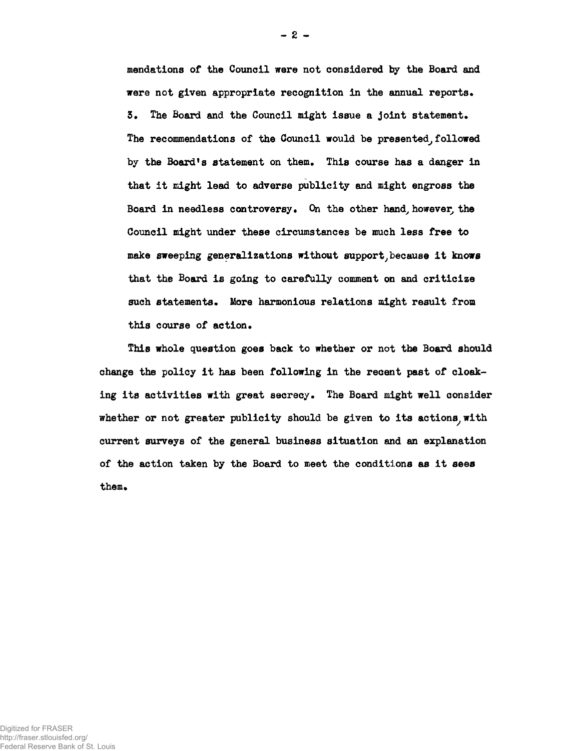mendations of the Council were not considered by the Board and were not given appropriate recognition in the annual reports.

3. The Board and the Council might issue a joint statement. The recommendations of the Council would be presented, followed by the Board's statement on them. This course has a danger in that it might lead to adverse publicity and might engross the Board in needless controversy. On the other hand, however, the Council might under these circumstances be much less free to make sweeping generalizations without support, because it knows that the Board is going to carefully comment on and criticize such statements. More harmonious relations might result from this course of action.

This whole question goes back to whether or not the Board should change the policy it has been following in the recent past of cloaking its activities with great secrecy. The Board might well consider whether or not greater publicity should be given to its actions, with current surveys of the general business situation and an explanation of the action taken by the Board to meet the conditions as it sees them.